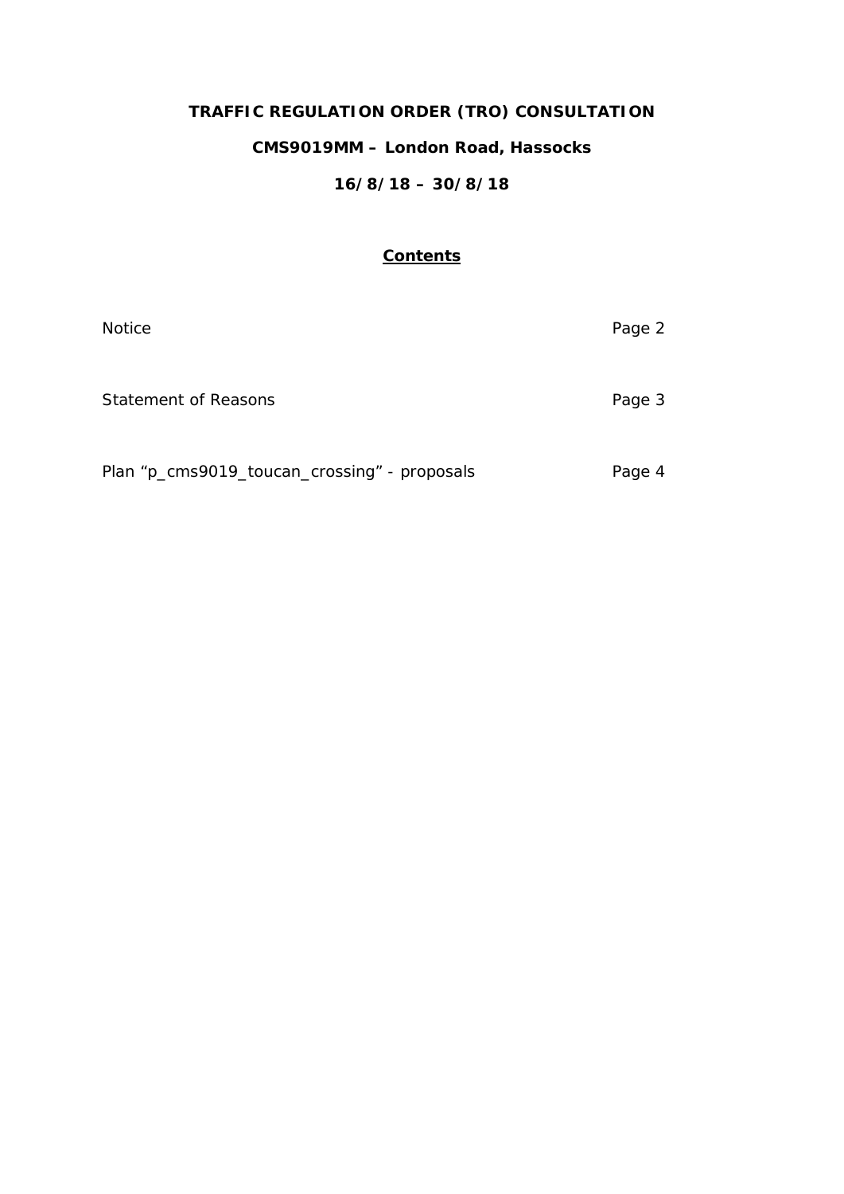# TRAFFIC REGULATION ORDER (TRO) CONSULTATION

## CMS9019MM – London Road, Hassocks

## 16/8/18 – 30/8/18

### Contents

| | |
|---|---|
| Notice | Page 2 |
| Statement of Reasons | Page 3 |
| Plan "p_cms9019_toucan_crossing" - proposals | Page 4 |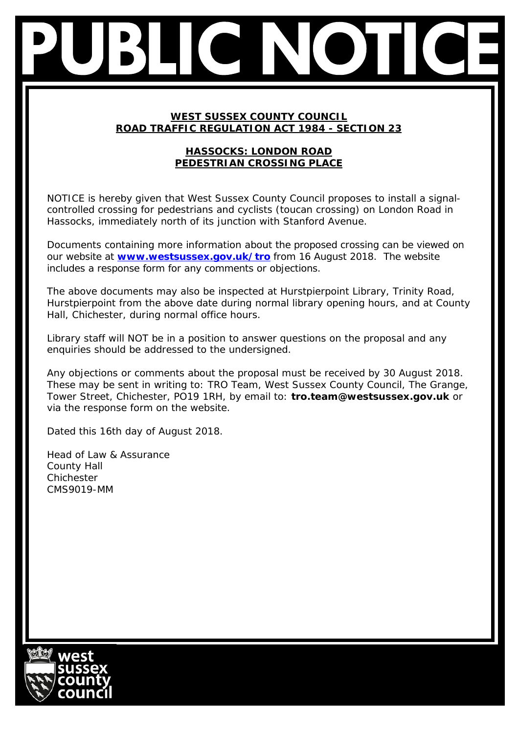# PUBLIC NOTICE

**WEST SUSSEX COUNTY COUNCIL**
**ROAD TRAFFIC REGULATION ACT 1984 - SECTION 23**

**HASSOCKS: LONDON ROAD**
**PEDESTRIAN CROSSING PLACE**

NOTICE is hereby given that West Sussex County Council proposes to install a signal-controlled crossing for pedestrians and cyclists (toucan crossing) on London Road in Hassocks, immediately north of its junction with Stanford Avenue.

Documents containing more information about the proposed crossing can be viewed on our website at **www.westsussex.gov.uk/tro** from 16 August 2018. The website includes a response form for any comments or objections.

The above documents may also be inspected at Hurstpierpoint Library, Trinity Road, Hurstpierpoint from the above date during normal library opening hours, and at County Hall, Chichester, during normal office hours.

Library staff will NOT be in a position to answer questions on the proposal and any enquiries should be addressed to the undersigned.

Any objections or comments about the proposal must be received by 30 August 2018. These may be sent in writing to: TRO Team, West Sussex County Council, The Grange, Tower Street, Chichester, PO19 1RH, by email to: **tro.team@westsussex.gov.uk** or via the response form on the website.

Dated this 16th day of August 2018.

Head of Law & Assurance
County Hall
Chichester
CMS9019-MM

west sussex county council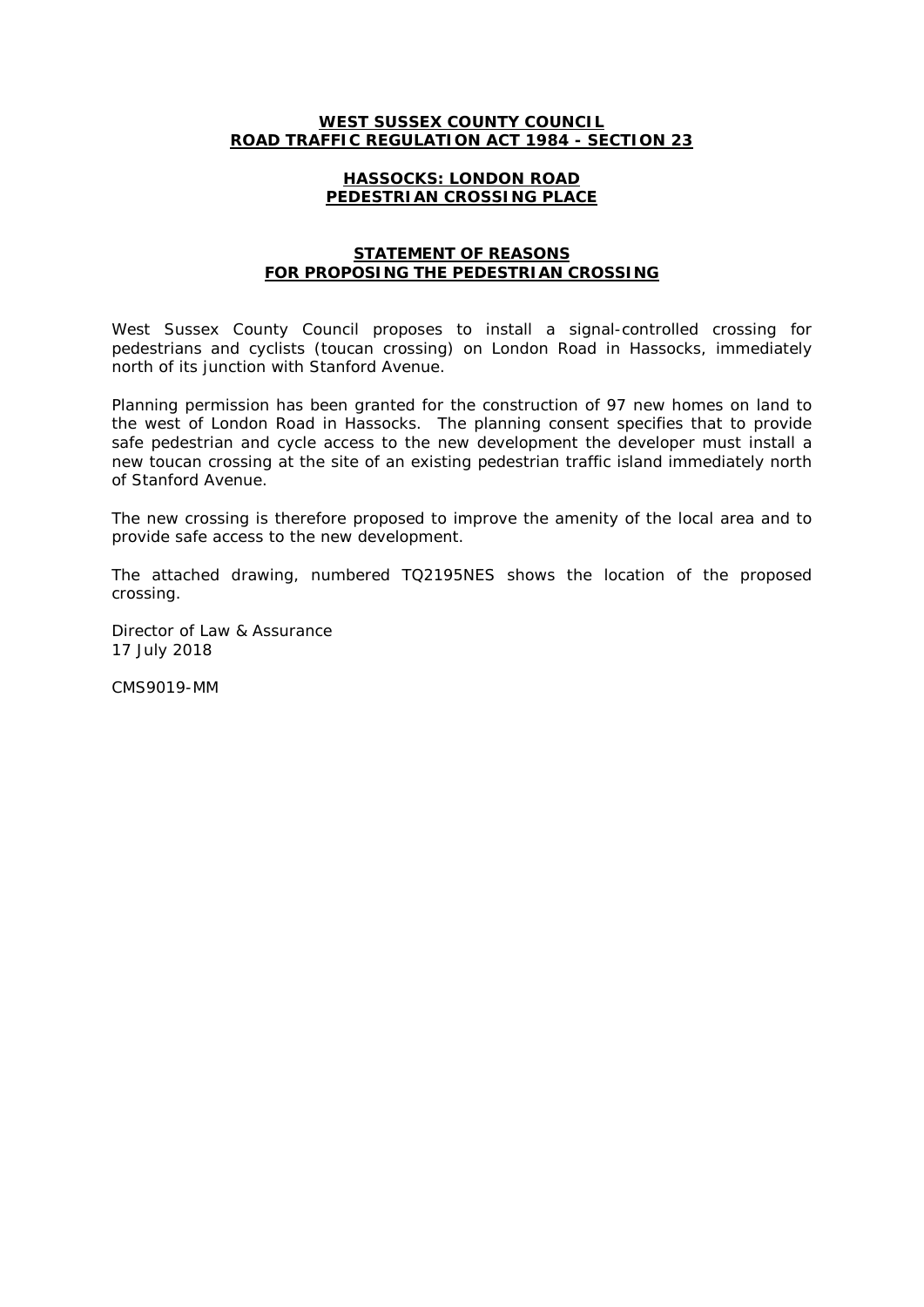**WEST SUSSEX COUNTY COUNCIL**
**ROAD TRAFFIC REGULATION ACT 1984 - SECTION 23**

**HASSOCKS: LONDON ROAD**
**PEDESTRIAN CROSSING PLACE**

**STATEMENT OF REASONS**
**FOR PROPOSING THE PEDESTRIAN CROSSING**

West Sussex County Council proposes to install a signal-controlled crossing for pedestrians and cyclists (toucan crossing) on London Road in Hassocks, immediately north of its junction with Stanford Avenue.

Planning permission has been granted for the construction of 97 new homes on land to the west of London Road in Hassocks. The planning consent specifies that to provide safe pedestrian and cycle access to the new development the developer must install a new toucan crossing at the site of an existing pedestrian traffic island immediately north of Stanford Avenue.

The new crossing is therefore proposed to improve the amenity of the local area and to provide safe access to the new development.

The attached drawing, numbered TQ2195NES shows the location of the proposed crossing.

Director of Law & Assurance
17 July 2018

CMS9019-MM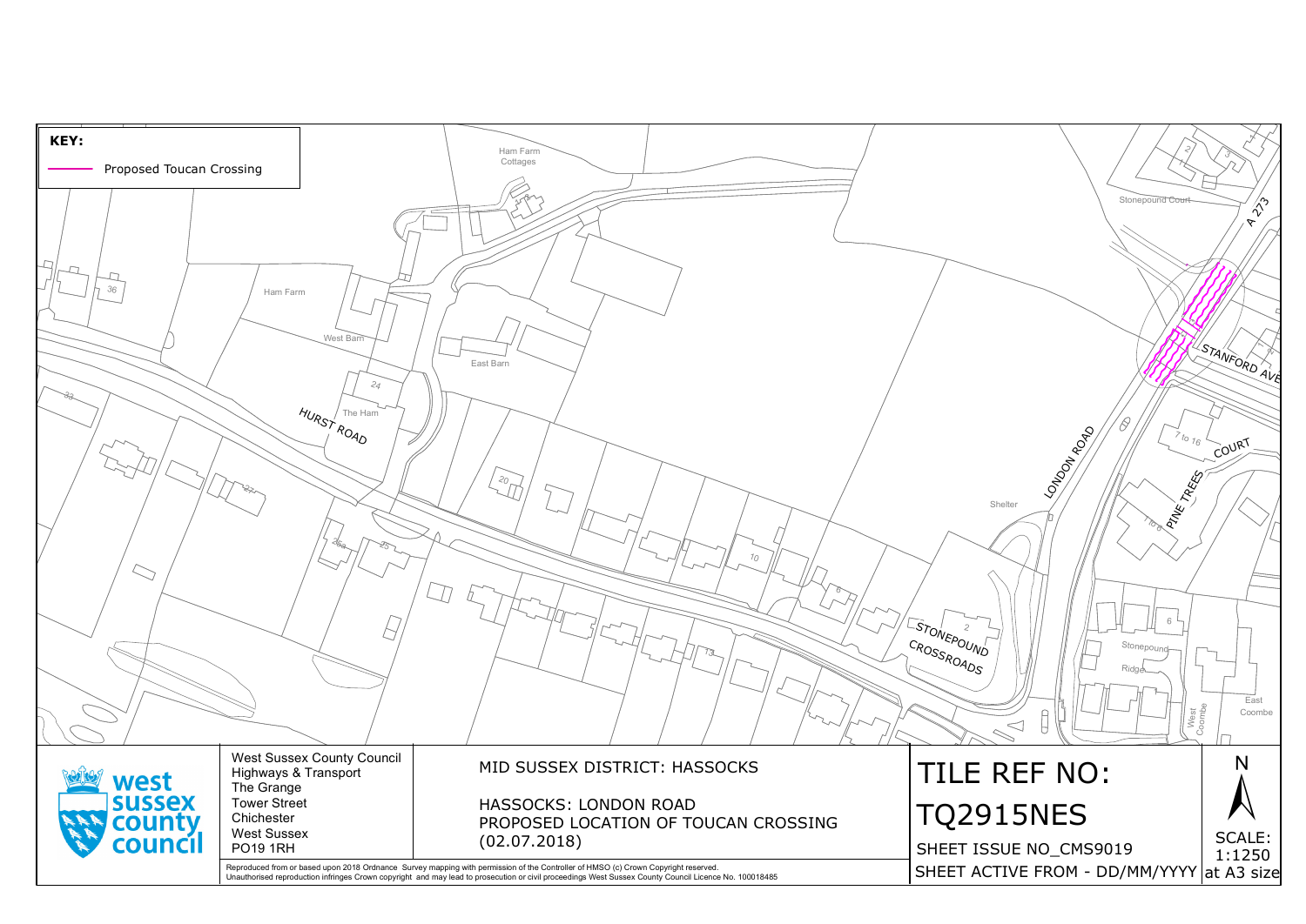**KEY:**

Proposed Toucan Crossing

Ham Farm Cottages

Stonepound Court

A 273

36

Ham Farm

West Barn

East Barn

STANFORD AVE

24

The Ham

HURST ROAD

LONDON ROAD

7 to 16

COURT

PINE TREES

1 to 6

Shelter

20

10

6

2

STONEPOUND CROSSROADS

6

Stonepound Ridge

13

East Coombe

West Coombe

West Sussex County Council
Highways & Transport
The Grange
Tower Street
Chichester
West Sussex
PO19 1RH

MID SUSSEX DISTRICT: HASSOCKS

HASSOCKS: LONDON ROAD
PROPOSED LOCATION OF TOUCAN CROSSING
(02.07.2018)

TILE REF NO:
TQ2915NES

SHEET ISSUE NO_CMS9019

SHEET ACTIVE FROM - DD/MM/YYYY

N

SCALE:
1:1250
at A3 size

Reproduced from or based upon 2018 Ordnance Survey mapping with permission of the Controller of HMSO (c) Crown Copyright reserved.
Unauthorised reproduction infringes Crown copyright and may lead to prosecution or civil proceedings West Sussex County Council Licence No. 100018485